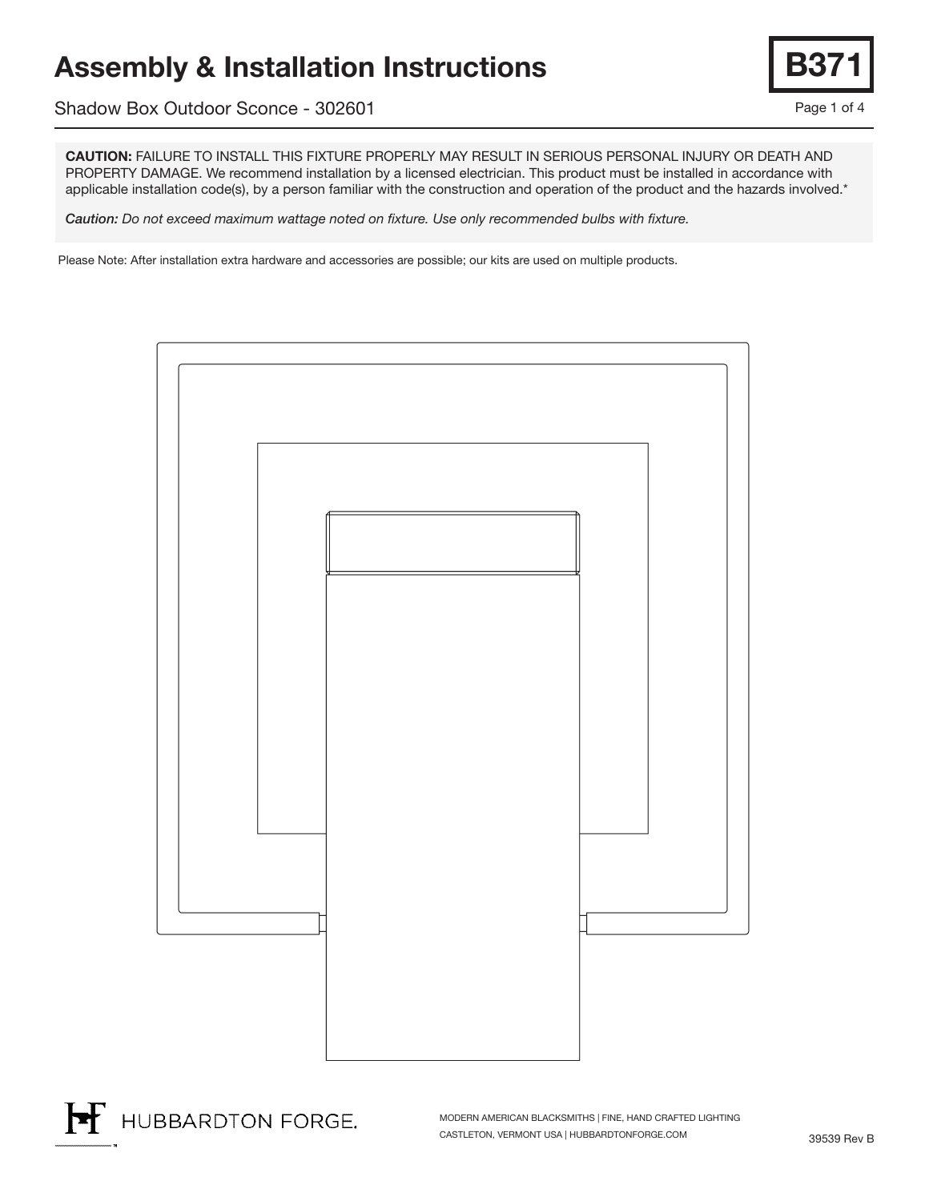# Assembly & Installation Instructions

**B371**

Shadow Box Outdoor Sconce - 302601

**CAUTION:** FAILURE TO INSTALL THIS FIXTURE PROPERLY MAY RESULT IN SERIOUS PERSONAL INJURY OR DEATH AND PROPERTY DAMAGE. We recommend installation by a licensed electrician. This product must be installed in accordance with applicable installation code(s), by a person familiar with the construction and operation of the product and the hazards involved.*

***Caution:** Do not exceed maximum wattage noted on fixture. Use only recommended bulbs with fixture.*

Please Note: After installation extra hardware and accessories are possible; our kits are used on multiple products.

HUBBARDTON FORGE.

MODERN AMERICAN BLACKSMITHS | FINE, HAND CRAFTED LIGHTING
CASTLETON, VERMONT USA | HUBBARDTONFORGE.COM

39539 Rev B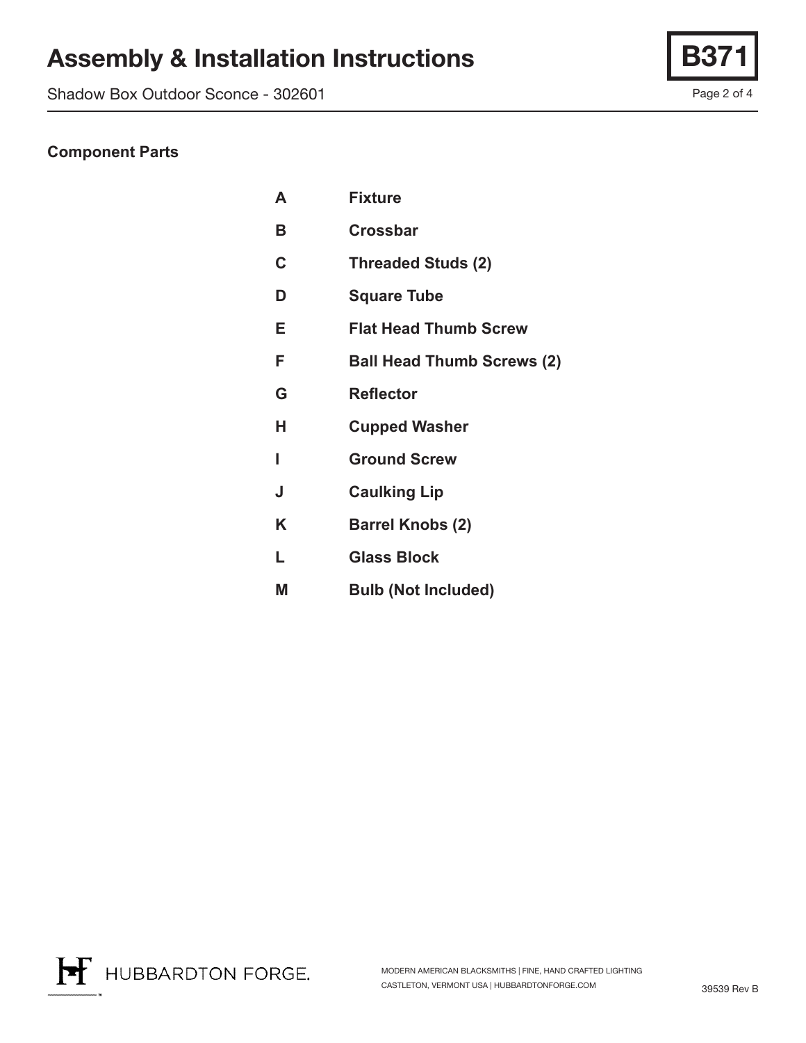## Component Parts

| | |
|---|---|
| **A** | **Fixture** |
| **B** | **Crossbar** |
| **C** | **Threaded Studs (2)** |
| **D** | **Square Tube** |
| **E** | **Flat Head Thumb Screw** |
| **F** | **Ball Head Thumb Screws (2)** |
| **G** | **Reflector** |
| **H** | **Cupped Washer** |
| **I** | **Ground Screw** |
| **J** | **Caulking Lip** |
| **K** | **Barrel Knobs (2)** |
| **L** | **Glass Block** |
| **M** | **Bulb (Not Included)** |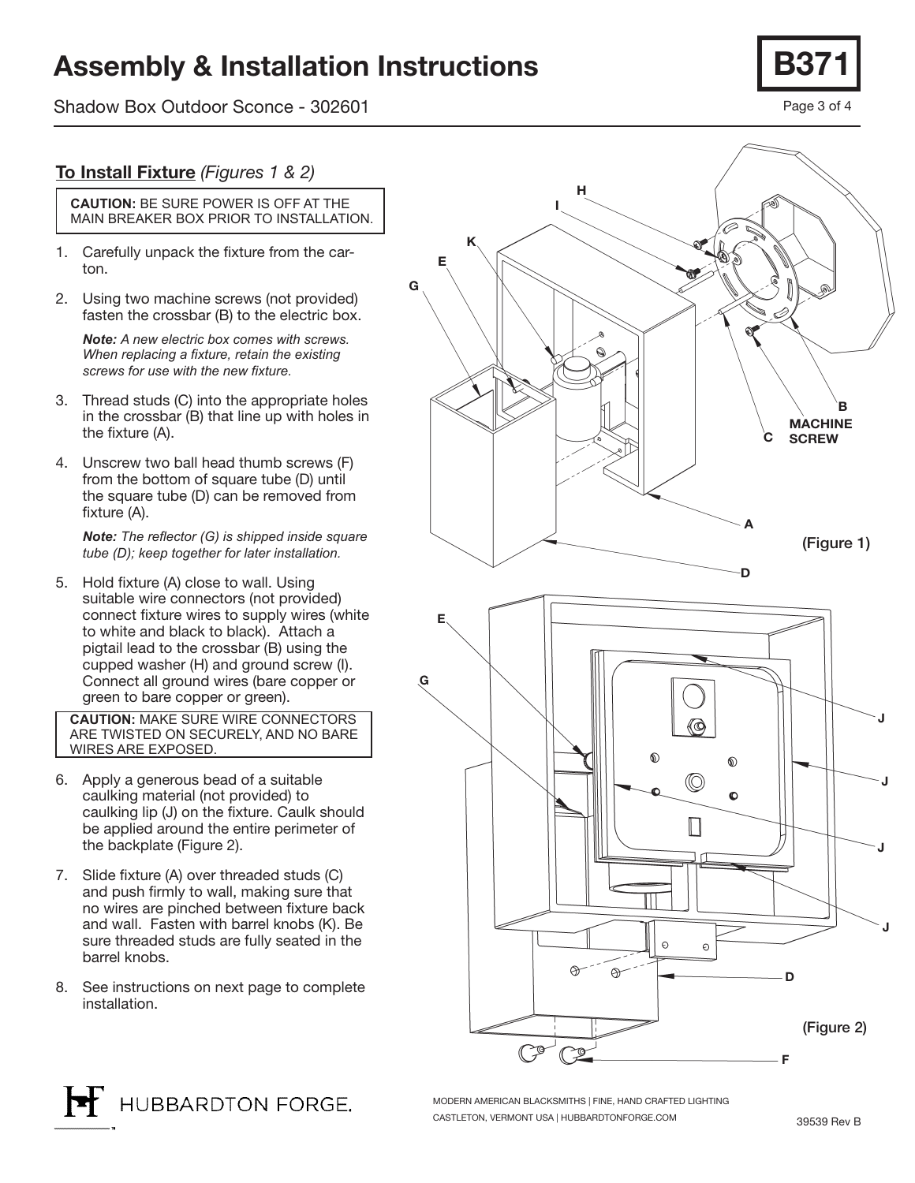# Assembly & Installation Instructions

Shadow Box Outdoor Sconce - 302601

**B371**

## To Install Fixture *(Figures 1 & 2)*

**CAUTION:** BE SURE POWER IS OFF AT THE MAIN BREAKER BOX PRIOR TO INSTALLATION.

1. Carefully unpack the fixture from the carton.
2. Using two machine screws (not provided) fasten the crossbar (B) to the electric box.

   ***Note:*** *A new electric box comes with screws. When replacing a fixture, retain the existing screws for use with the new fixture.*

3. Thread studs (C) into the appropriate holes in the crossbar (B) that line up with holes in the fixture (A).
4. Unscrew two ball head thumb screws (F) from the bottom of square tube (D) until the square tube (D) can be removed from fixture (A).

   ***Note:*** *The reflector (G) is shipped inside square tube (D); keep together for later installation.*

5. Hold fixture (A) close to wall. Using suitable wire connectors (not provided) connect fixture wires to supply wires (white to white and black to black). Attach a pigtail lead to the crossbar (B) using the cupped washer (H) and ground screw (I). Connect all ground wires (bare copper or green to bare copper or green).

**CAUTION:** MAKE SURE WIRE CONNECTORS ARE TWISTED ON SECURELY, AND NO BARE WIRES ARE EXPOSED.

6. Apply a generous bead of a suitable caulking material (not provided) to caulking lip (J) on the fixture. Caulk should be applied around the entire perimeter of the backplate (Figure 2).
7. Slide fixture (A) over threaded studs (C) and push firmly to wall, making sure that no wires are pinched between fixture back and wall. Fasten with barrel knobs (K). Be sure threaded studs are fully seated in the barrel knobs.
8. See instructions on next page to complete installation.

(Figure 1)

(Figure 2)

HUBBARDTON FORGE.

MODERN AMERICAN BLACKSMITHS | FINE, HAND CRAFTED LIGHTING
CASTLETON, VERMONT USA | HUBBARDTONFORGE.COM

39539 Rev B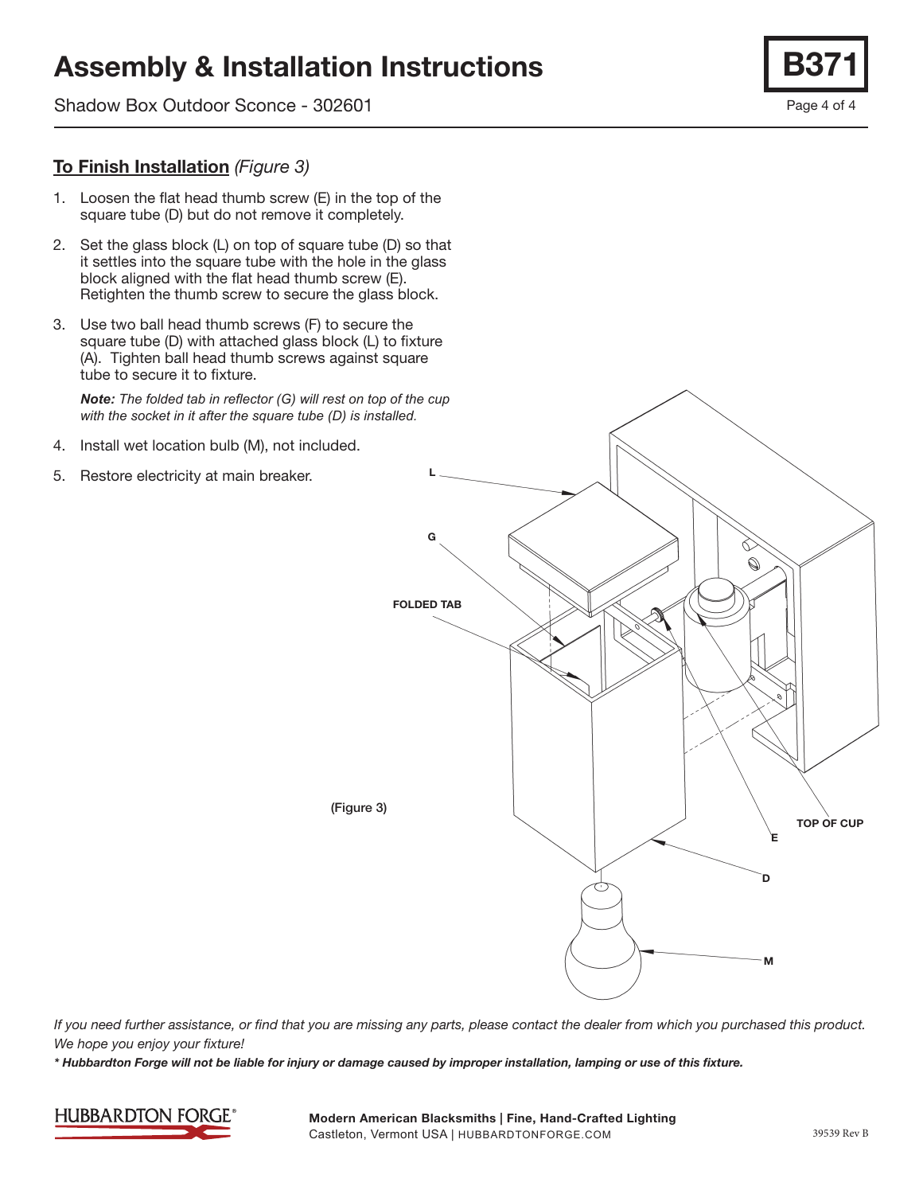# Assembly & Installation Instructions

Shadow Box Outdoor Sconce - 302601

**B371**

## To Finish Installation *(Figure 3)*

1. Loosen the flat head thumb screw (E) in the top of the square tube (D) but do not remove it completely.
2. Set the glass block (L) on top of square tube (D) so that it settles into the square tube with the hole in the glass block aligned with the flat head thumb screw (E). Retighten the thumb screw to secure the glass block.
3. Use two ball head thumb screws (F) to secure the square tube (D) with attached glass block (L) to fixture (A). Tighten ball head thumb screws against square tube to secure it to fixture.

   ***Note:*** *The folded tab in reflector (G) will rest on top of the cup with the socket in it after the square tube (D) is installed.*

4. Install wet location bulb (M), not included.
5. Restore electricity at main breaker.

L

G

FOLDED TAB

TOP OF CUP

E

D

M

(Figure 3)

*If you need further assistance, or find that you are missing any parts, please contact the dealer from which you purchased this product. We hope you enjoy your fixture!*

***\* Hubbardton Forge will not be liable for injury or damage caused by improper installation, lamping or use of this fixture.***

HUBBARDTON FORGE®

**Modern American Blacksmiths | Fine, Hand-Crafted Lighting**
Castleton, Vermont USA | HUBBARDTONFORGE.COM

39539 Rev B